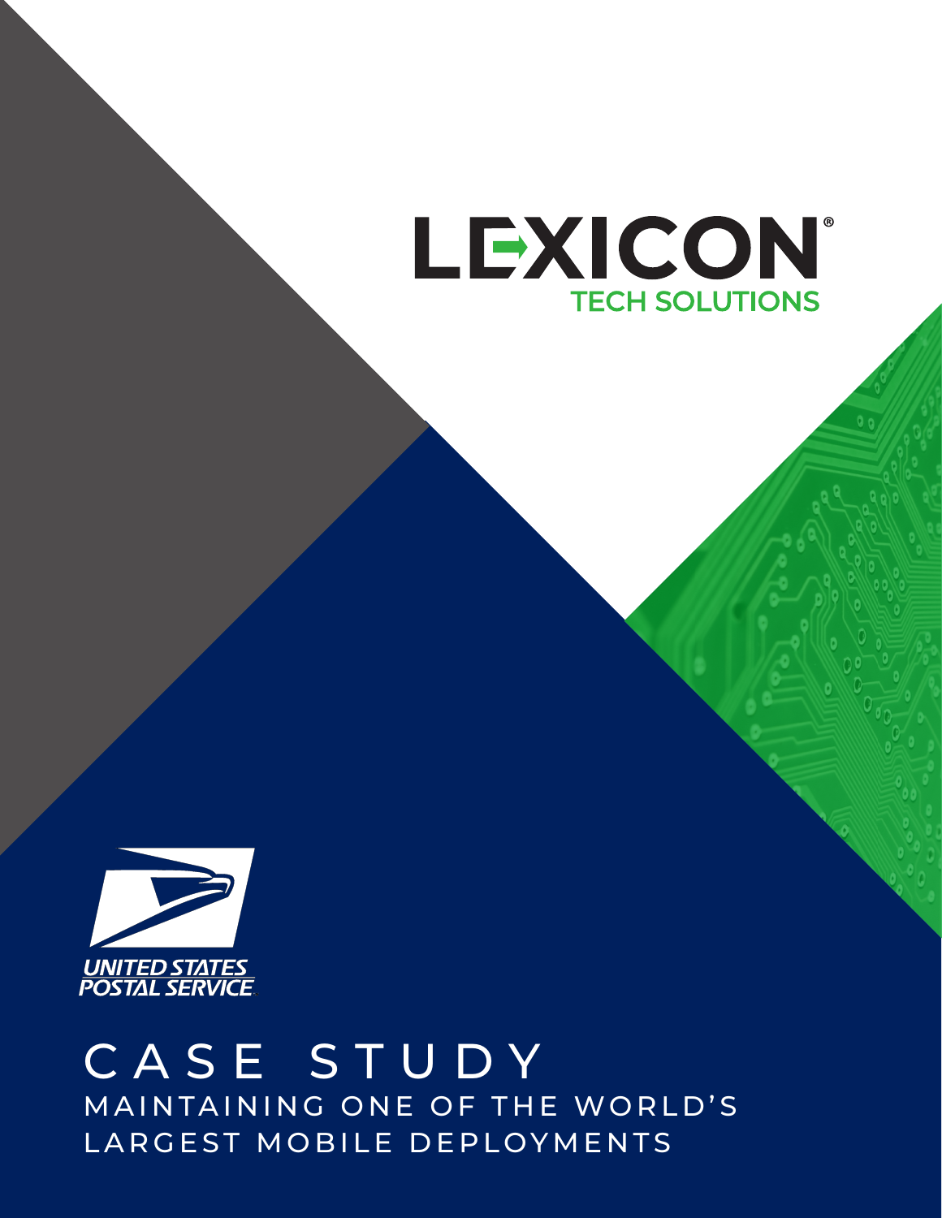LEXICON®

TECH SOLUTIONS

UNITED STATES POSTAL SERVICE

# CASE STUDY

## MAINTAINING ONE OF THE WORLD'S LARGEST MOBILE DEPLOYMENTS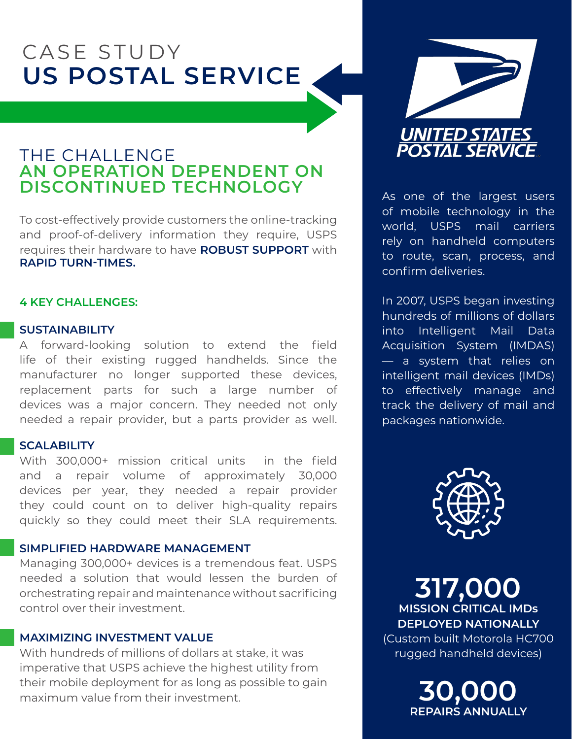# CASE STUDY
# US POSTAL SERVICE

## THE CHALLENGE
## AN OPERATION DEPENDENT ON DISCONTINUED TECHNOLOGY

To cost-effectively provide customers the online-tracking and proof-of-delivery information they require, USPS requires their hardware to have **ROBUST SUPPORT** with **RAPID TURN-TIMES.**

**4 KEY CHALLENGES:**

### SUSTAINABILITY

A forward-looking solution to extend the field life of their existing rugged handhelds. Since the manufacturer no longer supported these devices, replacement parts for such a large number of devices was a major concern. They needed not only needed a repair provider, but a parts provider as well.

### SCALABILITY

With 300,000+ mission critical units in the field and a repair volume of approximately 30,000 devices per year, they needed a repair provider they could count on to deliver high-quality repairs quickly so they could meet their SLA requirements.

### SIMPLIFIED HARDWARE MANAGEMENT

Managing 300,000+ devices is a tremendous feat. USPS needed a solution that would lessen the burden of orchestrating repair and maintenance without sacrificing control over their investment.

### MAXIMIZING INVESTMENT VALUE

With hundreds of millions of dollars at stake, it was imperative that USPS achieve the highest utility from their mobile deployment for as long as possible to gain maximum value from their investment.

UNITED STATES POSTAL SERVICE

As one of the largest users of mobile technology in the world, USPS mail carriers rely on handheld computers to route, scan, process, and confirm deliveries.

In 2007, USPS began investing hundreds of millions of dollars into Intelligent Mail Data Acquisition System (IMDAS) — a system that relies on intelligent mail devices (IMDs) to effectively manage and track the delivery of mail and packages nationwide.

**317,000**
**MISSION CRITICAL IMDs DEPLOYED NATIONALLY**
(Custom built Motorola HC700 rugged handheld devices)

**30,000**
**REPAIRS ANNUALLY**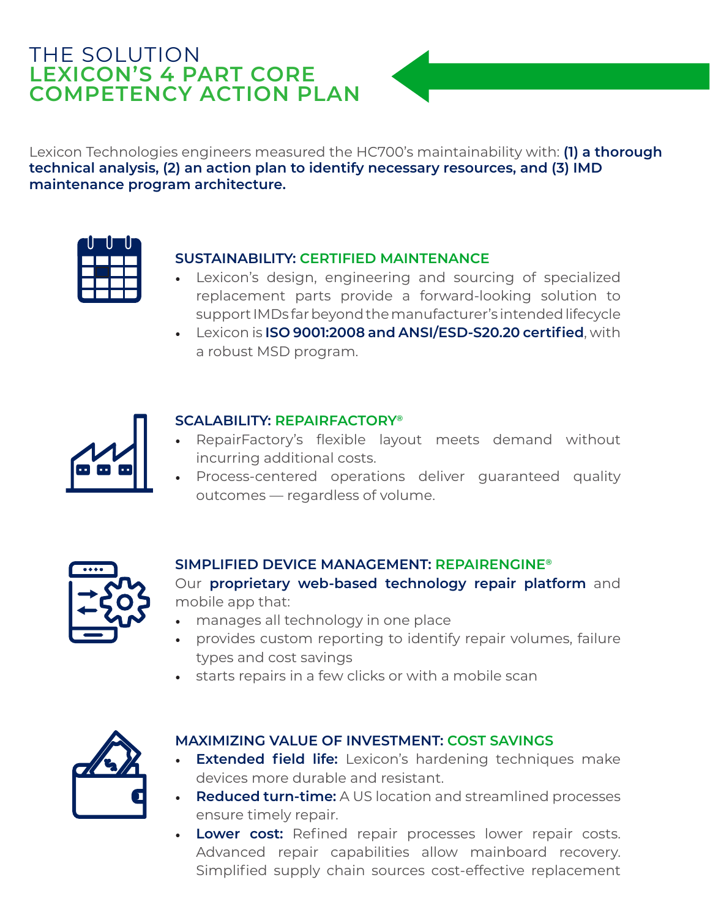# THE SOLUTION
## LEXICON'S 4 PART CORE COMPETENCY ACTION PLAN

Lexicon Technologies engineers measured the HC700's maintainability with: **(1) a thorough technical analysis, (2) an action plan to identify necessary resources, and (3) IMD maintenance program architecture.**

### SUSTAINABILITY: CERTIFIED MAINTENANCE

- Lexicon's design, engineering and sourcing of specialized replacement parts provide a forward-looking solution to support IMDs far beyond the manufacturer's intended lifecycle
- Lexicon is **ISO 9001:2008 and ANSI/ESD-S20.20 certified**, with a robust MSD program.

### SCALABILITY: REPAIRFACTORY®

- RepairFactory's flexible layout meets demand without incurring additional costs.
- Process-centered operations deliver guaranteed quality outcomes — regardless of volume.

### SIMPLIFIED DEVICE MANAGEMENT: REPAIRENGINE®

Our **proprietary web-based technology repair platform** and mobile app that:

- manages all technology in one place
- provides custom reporting to identify repair volumes, failure types and cost savings
- starts repairs in a few clicks or with a mobile scan

### MAXIMIZING VALUE OF INVESTMENT: COST SAVINGS

- **Extended field life:** Lexicon's hardening techniques make devices more durable and resistant.
- **Reduced turn-time:** A US location and streamlined processes ensure timely repair.
- **Lower cost:** Refined repair processes lower repair costs. Advanced repair capabilities allow mainboard recovery. Simplified supply chain sources cost-effective replacement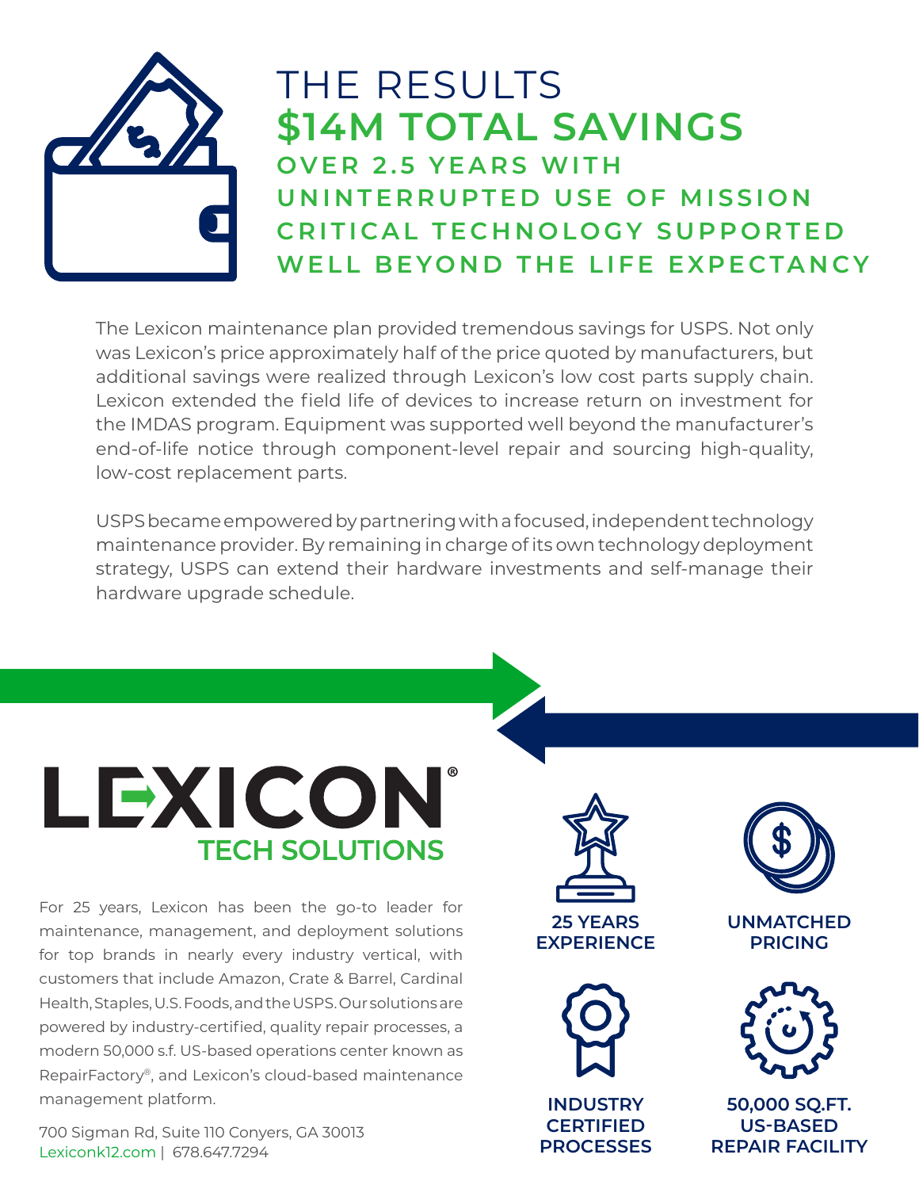# THE RESULTS

## $14M TOTAL SAVINGS

### OVER 2.5 YEARS WITH UNINTERRUPTED USE OF MISSION CRITICAL TECHNOLOGY SUPPORTED WELL BEYOND THE LIFE EXPECTANCY

The Lexicon maintenance plan provided tremendous savings for USPS. Not only was Lexicon's price approximately half of the price quoted by manufacturers, but additional savings were realized through Lexicon's low cost parts supply chain. Lexicon extended the field life of devices to increase return on investment for the IMDAS program. Equipment was supported well beyond the manufacturer's end-of-life notice through component-level repair and sourcing high-quality, low-cost replacement parts.

USPS became empowered by partnering with a focused, independent technology maintenance provider. By remaining in charge of its own technology deployment strategy, USPS can extend their hardware investments and self-manage their hardware upgrade schedule.

# LEXICON®
## TECH SOLUTIONS

For 25 years, Lexicon has been the go-to leader for maintenance, management, and deployment solutions for top brands in nearly every industry vertical, with customers that include Amazon, Crate & Barrel, Cardinal Health, Staples, U.S. Foods, and the USPS. Our solutions are powered by industry-certified, quality repair processes, a modern 50,000 s.f. US-based operations center known as RepairFactory®, and Lexicon's cloud-based maintenance management platform.

700 Sigman Rd, Suite 110 Conyers, GA 30013
Lexiconk12.com | 678.647.7294

**25 YEARS EXPERIENCE**

**UNMATCHED PRICING**

**INDUSTRY CERTIFIED PROCESSES**

**50,000 SQ.FT. US-BASED REPAIR FACILITY**